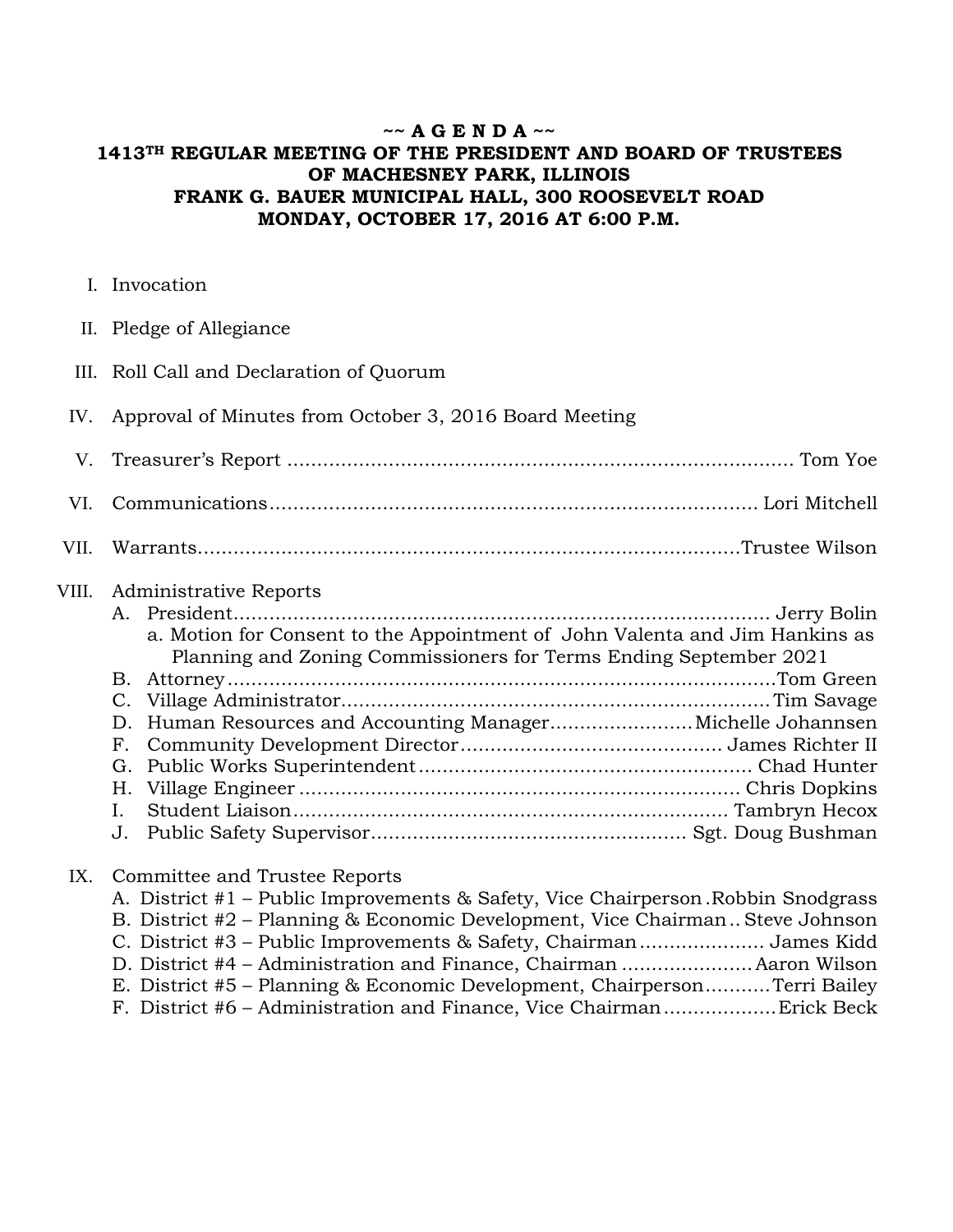**~~ A G E N D A ~~**

**1413TH REGULAR MEETING OF THE PRESIDENT AND BOARD OF TRUSTEES OF MACHESNEY PARK, ILLINOIS**
**FRANK G. BAUER MUNICIPAL HALL, 300 ROOSEVELT ROAD**
**MONDAY, OCTOBER 17, 2016 AT 6:00 P.M.**

I. Invocation

II. Pledge of Allegiance

III. Roll Call and Declaration of Quorum

IV. Approval of Minutes from October 3, 2016 Board Meeting

V. Treasurer's Report ........................................ Tom Yoe

VI. Communications........................................ Lori Mitchell

VII. Warrants........................................Trustee Wilson

VIII. Administrative Reports
   A. President........................................ Jerry Bolin
      a. Motion for Consent to the Appointment of John Valenta and Jim Hankins as Planning and Zoning Commissioners for Terms Ending September 2021
   B. Attorney........................................Tom Green
   C. Village Administrator........................................Tim Savage
   D. Human Resources and Accounting Manager........................Michelle Johannsen
   F. Community Development Director........................................ James Richter II
   G. Public Works Superintendent........................................ Chad Hunter
   H. Village Engineer ........................................ Chris Dopkins
   I. Student Liaison........................................ Tambryn Hecox
   J. Public Safety Supervisor........................................ Sgt. Doug Bushman

IX. Committee and Trustee Reports
   A. District #1 – Public Improvements & Safety, Vice Chairperson .Robbin Snodgrass
   B. District #2 – Planning & Economic Development, Vice Chairman .. Steve Johnson
   C. District #3 – Public Improvements & Safety, Chairman..................... James Kidd
   D. District #4 – Administration and Finance, Chairman ......................Aaron Wilson
   E. District #5 – Planning & Economic Development, Chairperson...........Terri Bailey
   F. District #6 – Administration and Finance, Vice Chairman...................Erick Beck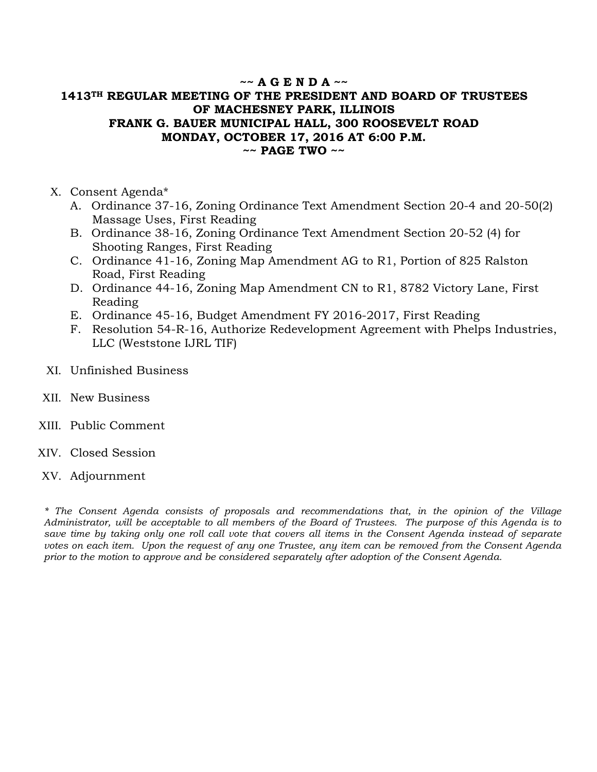**~~ A G E N D A ~~**

**1413TH REGULAR MEETING OF THE PRESIDENT AND BOARD OF TRUSTEES OF MACHESNEY PARK, ILLINOIS**

**FRANK G. BAUER MUNICIPAL HALL, 300 ROOSEVELT ROAD**

**MONDAY, OCTOBER 17, 2016 AT 6:00 P.M.**

**~~ PAGE TWO ~~**

X. Consent Agenda*
   A. Ordinance 37-16, Zoning Ordinance Text Amendment Section 20-4 and 20-50(2) Massage Uses, First Reading
   B. Ordinance 38-16, Zoning Ordinance Text Amendment Section 20-52 (4) for Shooting Ranges, First Reading
   C. Ordinance 41-16, Zoning Map Amendment AG to R1, Portion of 825 Ralston Road, First Reading
   D. Ordinance 44-16, Zoning Map Amendment CN to R1, 8782 Victory Lane, First Reading
   E. Ordinance 45-16, Budget Amendment FY 2016-2017, First Reading
   F. Resolution 54-R-16, Authorize Redevelopment Agreement with Phelps Industries, LLC (Weststone IJRL TIF)

XI. Unfinished Business

XII. New Business

XIII. Public Comment

XIV. Closed Session

XV. Adjournment

*\* The Consent Agenda consists of proposals and recommendations that, in the opinion of the Village Administrator, will be acceptable to all members of the Board of Trustees. The purpose of this Agenda is to save time by taking only one roll call vote that covers all items in the Consent Agenda instead of separate votes on each item. Upon the request of any one Trustee, any item can be removed from the Consent Agenda prior to the motion to approve and be considered separately after adoption of the Consent Agenda.*